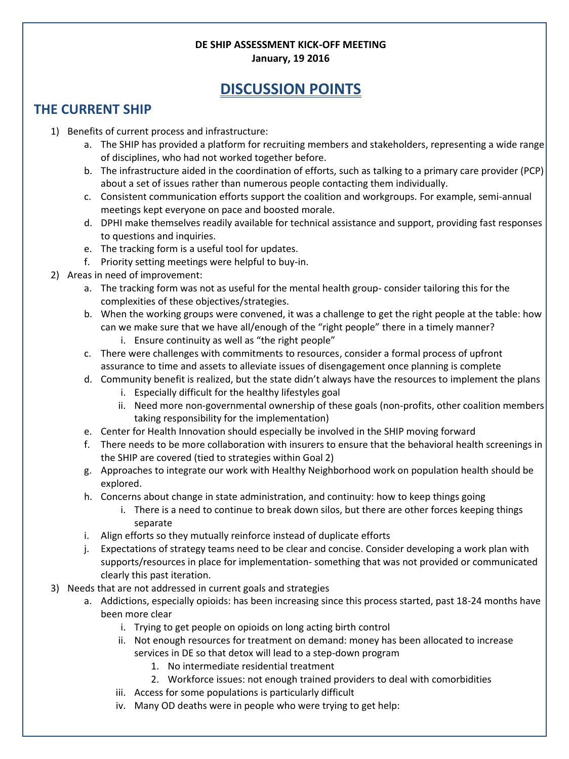**DE SHIP ASSESSMENT KICK-OFF MEETING**
**January, 19 2016**

# DISCUSSION POINTS

## THE CURRENT SHIP

1) Benefits of current process and infrastructure:
    a. The SHIP has provided a platform for recruiting members and stakeholders, representing a wide range of disciplines, who had not worked together before.
    b. The infrastructure aided in the coordination of efforts, such as talking to a primary care provider (PCP) about a set of issues rather than numerous people contacting them individually.
    c. Consistent communication efforts support the coalition and workgroups. For example, semi-annual meetings kept everyone on pace and boosted morale.
    d. DPHI make themselves readily available for technical assistance and support, providing fast responses to questions and inquiries.
    e. The tracking form is a useful tool for updates.
    f. Priority setting meetings were helpful to buy-in.
2) Areas in need of improvement:
    a. The tracking form was not as useful for the mental health group- consider tailoring this for the complexities of these objectives/strategies.
    b. When the working groups were convened, it was a challenge to get the right people at the table: how can we make sure that we have all/enough of the "right people" there in a timely manner?
        i. Ensure continuity as well as "the right people"
    c. There were challenges with commitments to resources, consider a formal process of upfront assurance to time and assets to alleviate issues of disengagement once planning is complete
    d. Community benefit is realized, but the state didn't always have the resources to implement the plans
        i. Especially difficult for the healthy lifestyles goal
        ii. Need more non-governmental ownership of these goals (non-profits, other coalition members taking responsibility for the implementation)
    e. Center for Health Innovation should especially be involved in the SHIP moving forward
    f. There needs to be more collaboration with insurers to ensure that the behavioral health screenings in the SHIP are covered (tied to strategies within Goal 2)
    g. Approaches to integrate our work with Healthy Neighborhood work on population health should be explored.
    h. Concerns about change in state administration, and continuity: how to keep things going
        i. There is a need to continue to break down silos, but there are other forces keeping things separate
    i. Align efforts so they mutually reinforce instead of duplicate efforts
    j. Expectations of strategy teams need to be clear and concise. Consider developing a work plan with supports/resources in place for implementation- something that was not provided or communicated clearly this past iteration.
3) Needs that are not addressed in current goals and strategies
    a. Addictions, especially opioids: has been increasing since this process started, past 18-24 months have been more clear
        i. Trying to get people on opioids on long acting birth control
        ii. Not enough resources for treatment on demand: money has been allocated to increase services in DE so that detox will lead to a step-down program
            1. No intermediate residential treatment
            2. Workforce issues: not enough trained providers to deal with comorbidities
        iii. Access for some populations is particularly difficult
        iv. Many OD deaths were in people who were trying to get help: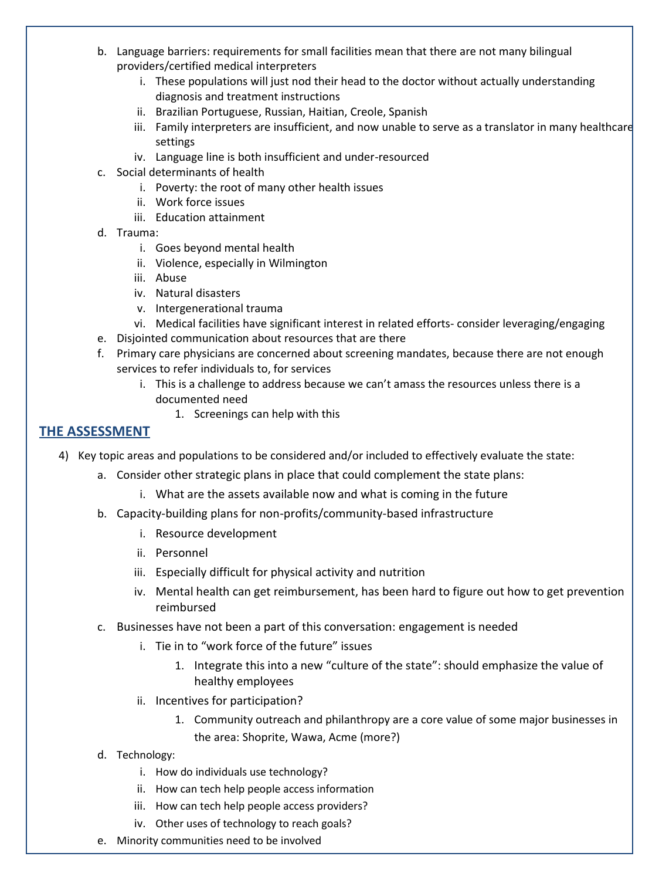b. Language barriers: requirements for small facilities mean that there are not many bilingual providers/certified medical interpreters
      i. These populations will just nod their head to the doctor without actually understanding diagnosis and treatment instructions
      ii. Brazilian Portuguese, Russian, Haitian, Creole, Spanish
      iii. Family interpreters are insufficient, and now unable to serve as a translator in many healthcare settings
      iv. Language line is both insufficient and under-resourced
   c. Social determinants of health
      i. Poverty: the root of many other health issues
      ii. Work force issues
      iii. Education attainment
   d. Trauma:
      i. Goes beyond mental health
      ii. Violence, especially in Wilmington
      iii. Abuse
      iv. Natural disasters
      v. Intergenerational trauma
      vi. Medical facilities have significant interest in related efforts- consider leveraging/engaging
   e. Disjointed communication about resources that are there
   f. Primary care physicians are concerned about screening mandates, because there are not enough services to refer individuals to, for services
      i. This is a challenge to address because we can't amass the resources unless there is a documented need
         1. Screenings can help with this

## THE ASSESSMENT

4) Key topic areas and populations to be considered and/or included to effectively evaluate the state:
   a. Consider other strategic plans in place that could complement the state plans:
      i. What are the assets available now and what is coming in the future
   b. Capacity-building plans for non-profits/community-based infrastructure
      i. Resource development
      ii. Personnel
      iii. Especially difficult for physical activity and nutrition
      iv. Mental health can get reimbursement, has been hard to figure out how to get prevention reimbursed
   c. Businesses have not been a part of this conversation: engagement is needed
      i. Tie in to "work force of the future" issues
         1. Integrate this into a new "culture of the state": should emphasize the value of healthy employees
      ii. Incentives for participation?
         1. Community outreach and philanthropy are a core value of some major businesses in the area: Shoprite, Wawa, Acme (more?)
   d. Technology:
      i. How do individuals use technology?
      ii. How can tech help people access information
      iii. How can tech help people access providers?
      iv. Other uses of technology to reach goals?
   e. Minority communities need to be involved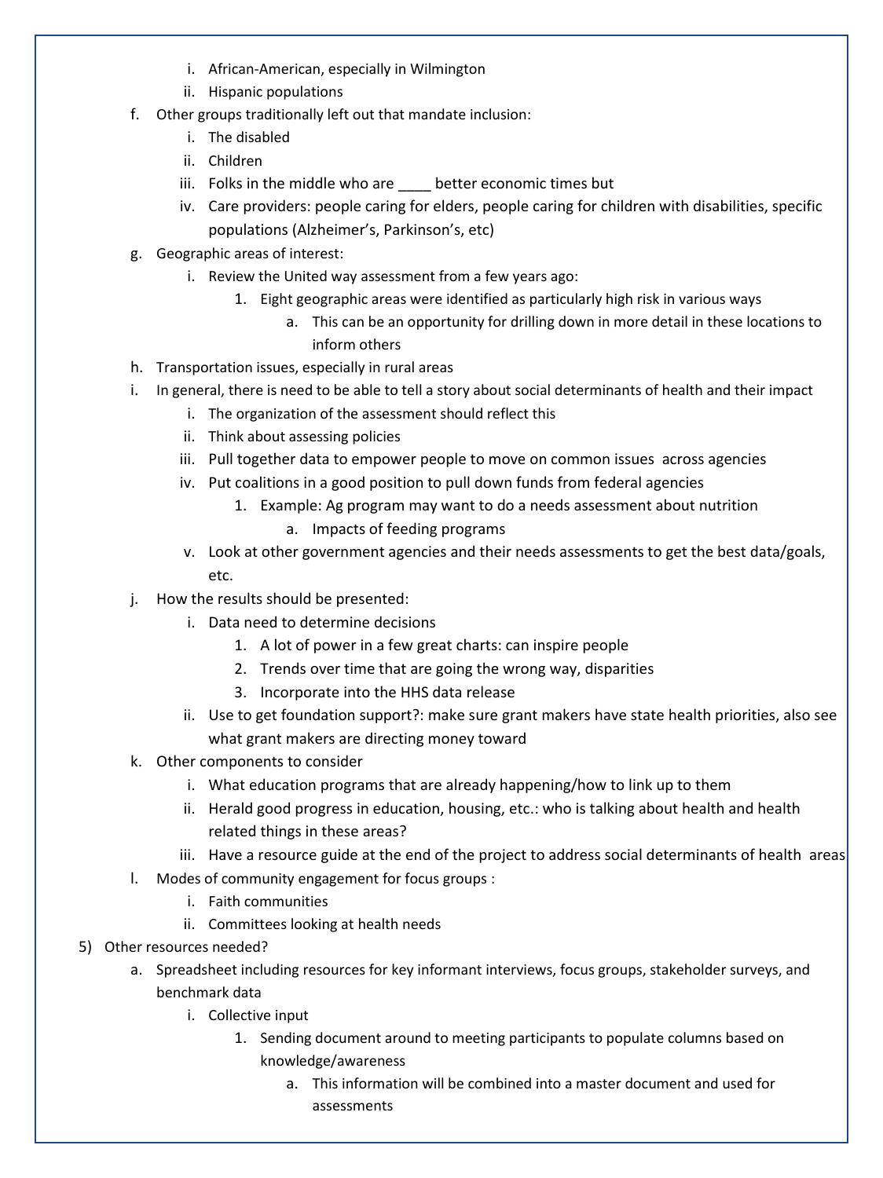- i. African-American, especially in Wilmington
   - ii. Hispanic populations

- f. Other groups traditionally left out that mandate inclusion:
   - i. The disabled
   - ii. Children
   - iii. Folks in the middle who are ____ better economic times but
   - iv. Care providers: people caring for elders, people caring for children with disabilities, specific populations (Alzheimer's, Parkinson's, etc)
- g. Geographic areas of interest:
   - i. Review the United way assessment from a few years ago:
      1. Eight geographic areas were identified as particularly high risk in various ways
         - a. This can be an opportunity for drilling down in more detail in these locations to inform others
- h. Transportation issues, especially in rural areas
- i. In general, there is need to be able to tell a story about social determinants of health and their impact
   - i. The organization of the assessment should reflect this
   - ii. Think about assessing policies
   - iii. Pull together data to empower people to move on common issues across agencies
   - iv. Put coalitions in a good position to pull down funds from federal agencies
      1. Example: Ag program may want to do a needs assessment about nutrition
         - a. Impacts of feeding programs
   - v. Look at other government agencies and their needs assessments to get the best data/goals, etc.
- j. How the results should be presented:
   - i. Data need to determine decisions
      1. A lot of power in a few great charts: can inspire people
      2. Trends over time that are going the wrong way, disparities
      3. Incorporate into the HHS data release
   - ii. Use to get foundation support?: make sure grant makers have state health priorities, also see what grant makers are directing money toward
- k. Other components to consider
   - i. What education programs that are already happening/how to link up to them
   - ii. Herald good progress in education, housing, etc.: who is talking about health and health related things in these areas?
   - iii. Have a resource guide at the end of the project to address social determinants of health areas
- l. Modes of community engagement for focus groups :
   - i. Faith communities
   - ii. Committees looking at health needs

5) Other resources needed?
- a. Spreadsheet including resources for key informant interviews, focus groups, stakeholder surveys, and benchmark data
   - i. Collective input
      1. Sending document around to meeting participants to populate columns based on knowledge/awareness
         - a. This information will be combined into a master document and used for assessments